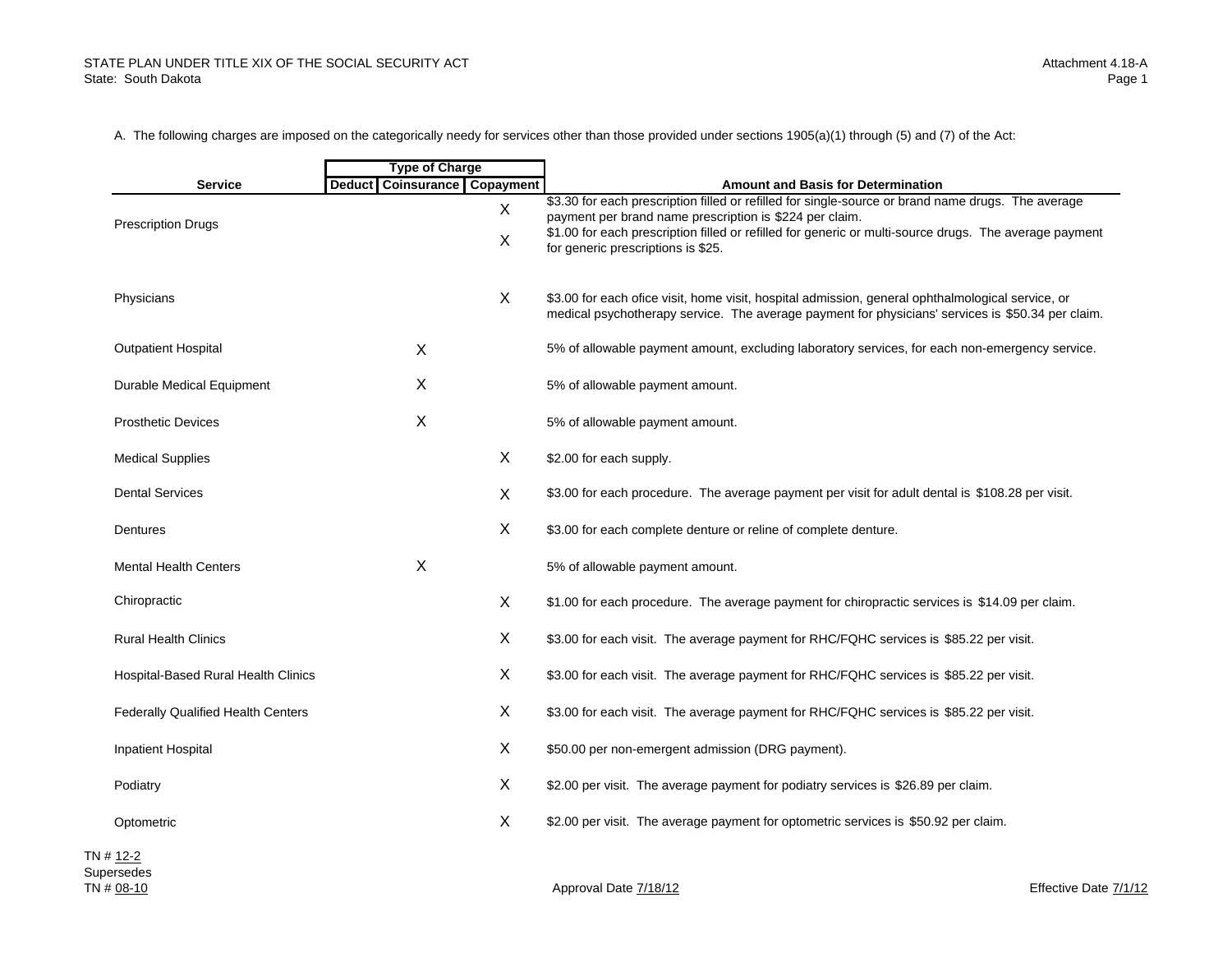STATE PLAN UNDER TITLE XIX OF THE SOCIAL SECURITY ACT
State: South Dakota

Attachment 4.18-A

A. The following charges are imposed on the categorically needy for services other than those provided under sections 1905(a)(1) through (5) and (7) of the Act:

| Service | Type of Charge | | | Amount and Basis for Determination |
|---|---|---|---|---|
| | Deduct | Coinsurance | Copayment | |
| Prescription Drugs | | | X | $3.30 for each prescription filled or refilled for single-source or brand name drugs. The average payment per brand name prescription is $224 per claim. |
| | | | X | $1.00 for each prescription filled or refilled for generic or multi-source drugs. The average payment for generic prescriptions is $25. |
| Physicians | | | X | $3.00 for each ofice visit, home visit, hospital admission, general ophthalmological service, or medical psychotherapy service. The average payment for physicians' services is $50.34 per claim. |
| Outpatient Hospital | | X | | 5% of allowable payment amount, excluding laboratory services, for each non-emergency service. |
| Durable Medical Equipment | | X | | 5% of allowable payment amount. |
| Prosthetic Devices | | X | | 5% of allowable payment amount. |
| Medical Supplies | | | X | $2.00 for each supply. |
| Dental Services | | | X | $3.00 for each procedure. The average payment per visit for adult dental is $108.28 per visit. |
| Dentures | | | X | $3.00 for each complete denture or reline of complete denture. |
| Mental Health Centers | | X | | 5% of allowable payment amount. |
| Chiropractic | | | X | $1.00 for each procedure. The average payment for chiropractic services is $14.09 per claim. |
| Rural Health Clinics | | | X | $3.00 for each visit. The average payment for RHC/FQHC services is $85.22 per visit. |
| Hospital-Based Rural Health Clinics | | | X | $3.00 for each visit. The average payment for RHC/FQHC services is $85.22 per visit. |
| Federally Qualified Health Centers | | | X | $3.00 for each visit. The average payment for RHC/FQHC services is $85.22 per visit. |
| Inpatient Hospital | | | X | $50.00 per non-emergent admission (DRG payment). |
| Podiatry | | | X | $2.00 per visit. The average payment for podiatry services is $26.89 per claim. |
| Optometric | | | X | $2.00 per visit. The average payment for optometric services is $50.92 per claim. |

TN # 12-2
Supersedes
TN # 08-10

Approval Date 7/18/12

Effective Date 7/1/12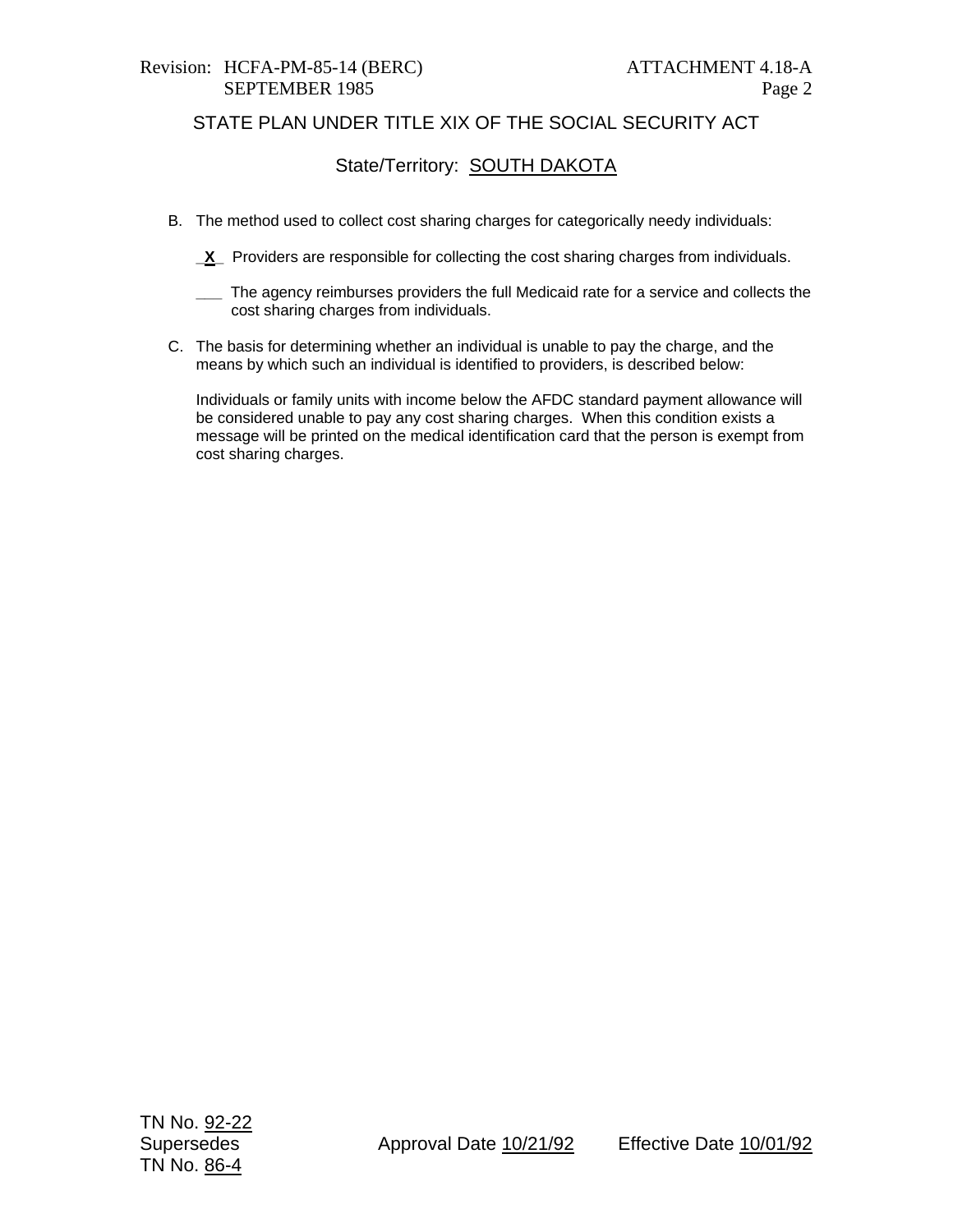STATE PLAN UNDER TITLE XIX OF THE SOCIAL SECURITY ACT

State/Territory: SOUTH DAKOTA

B. The method used to collect cost sharing charges for categorically needy individuals:

 _X_ Providers are responsible for collecting the cost sharing charges from individuals.

 ___ The agency reimburses providers the full Medicaid rate for a service and collects the cost sharing charges from individuals.

C. The basis for determining whether an individual is unable to pay the charge, and the means by which such an individual is identified to providers, is described below:

 Individuals or family units with income below the AFDC standard payment allowance will be considered unable to pay any cost sharing charges. When this condition exists a message will be printed on the medical identification card that the person is exempt from cost sharing charges.

TN No. 92-22
Supersedes
TN No. 86-4

Approval Date 10/21/92 Effective Date 10/01/92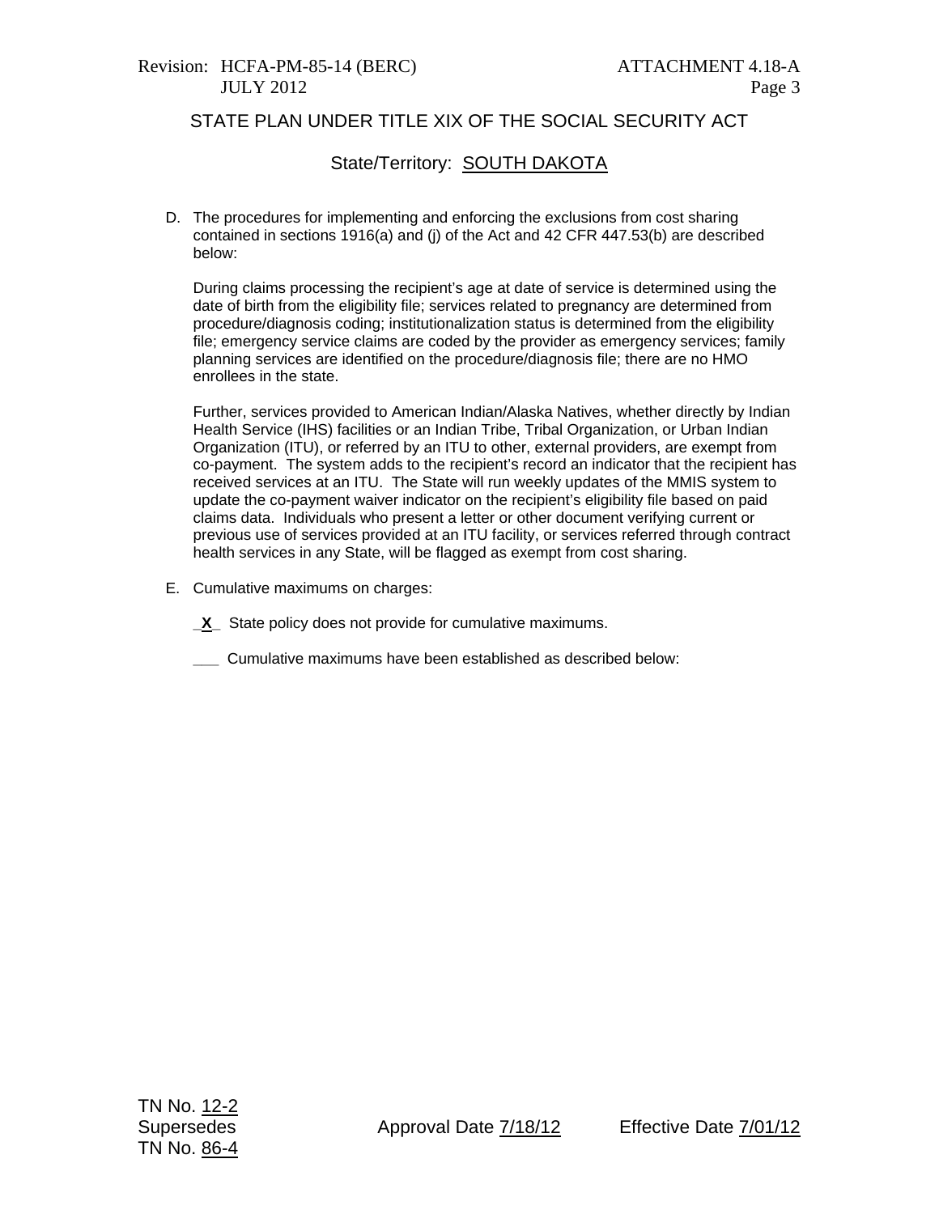STATE PLAN UNDER TITLE XIX OF THE SOCIAL SECURITY ACT

State/Territory: SOUTH DAKOTA

D. The procedures for implementing and enforcing the exclusions from cost sharing contained in sections 1916(a) and (j) of the Act and 42 CFR 447.53(b) are described below:

   During claims processing the recipient's age at date of service is determined using the date of birth from the eligibility file; services related to pregnancy are determined from procedure/diagnosis coding; institutionalization status is determined from the eligibility file; emergency service claims are coded by the provider as emergency services; family planning services are identified on the procedure/diagnosis file; there are no HMO enrollees in the state.

   Further, services provided to American Indian/Alaska Natives, whether directly by Indian Health Service (IHS) facilities or an Indian Tribe, Tribal Organization, or Urban Indian Organization (ITU), or referred by an ITU to other, external providers, are exempt from co-payment. The system adds to the recipient's record an indicator that the recipient has received services at an ITU. The State will run weekly updates of the MMIS system to update the co-payment waiver indicator on the recipient's eligibility file based on paid claims data. Individuals who present a letter or other document verifying current or previous use of services provided at an ITU facility, or services referred through contract health services in any State, will be flagged as exempt from cost sharing.

E. Cumulative maximums on charges:

   _X_ State policy does not provide for cumulative maximums.

   ___ Cumulative maximums have been established as described below:

TN No. 12-2
Supersedes
TN No. 86-4

Approval Date 7/18/12    Effective Date 7/01/12